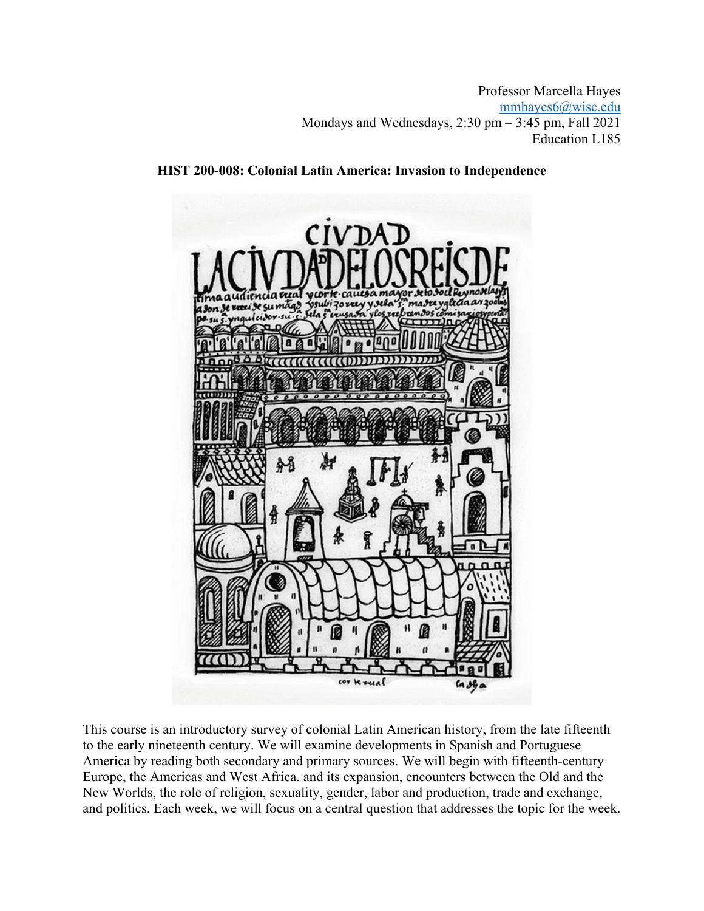Professor Marcella Hayes
mmhayes6@wisc.edu
Mondays and Wednesdays, 2:30 pm – 3:45 pm, Fall 2021
Education L185

**HIST 200-008: Colonial Latin America: Invasion to Independence**

This course is an introductory survey of colonial Latin American history, from the late fifteenth to the early nineteenth century. We will examine developments in Spanish and Portuguese America by reading both secondary and primary sources. We will begin with fifteenth-century Europe, the Americas and West Africa. and its expansion, encounters between the Old and the New Worlds, the role of religion, sexuality, gender, labor and production, trade and exchange, and politics. Each week, we will focus on a central question that addresses the topic for the week.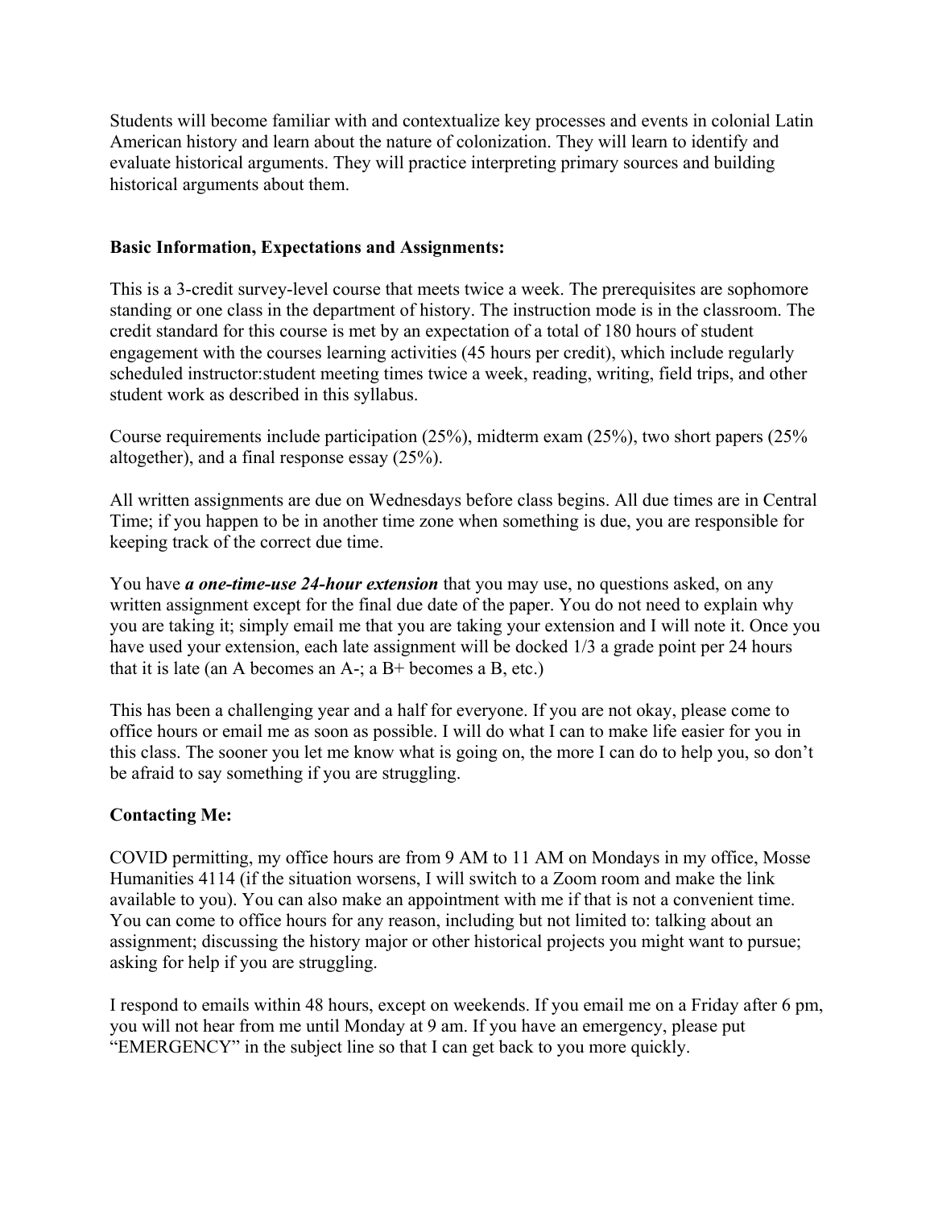Students will become familiar with and contextualize key processes and events in colonial Latin American history and learn about the nature of colonization. They will learn to identify and evaluate historical arguments. They will practice interpreting primary sources and building historical arguments about them.

**Basic Information, Expectations and Assignments:**

This is a 3-credit survey-level course that meets twice a week. The prerequisites are sophomore standing or one class in the department of history. The instruction mode is in the classroom. The credit standard for this course is met by an expectation of a total of 180 hours of student engagement with the courses learning activities (45 hours per credit), which include regularly scheduled instructor:student meeting times twice a week, reading, writing, field trips, and other student work as described in this syllabus.

Course requirements include participation (25%), midterm exam (25%), two short papers (25% altogether), and a final response essay (25%).

All written assignments are due on Wednesdays before class begins. All due times are in Central Time; if you happen to be in another time zone when something is due, you are responsible for keeping track of the correct due time.

You have ***a one-time-use 24-hour extension*** that you may use, no questions asked, on any written assignment except for the final due date of the paper. You do not need to explain why you are taking it; simply email me that you are taking your extension and I will note it. Once you have used your extension, each late assignment will be docked 1/3 a grade point per 24 hours that it is late (an A becomes an A-; a B+ becomes a B, etc.)

This has been a challenging year and a half for everyone. If you are not okay, please come to office hours or email me as soon as possible. I will do what I can to make life easier for you in this class. The sooner you let me know what is going on, the more I can do to help you, so don't be afraid to say something if you are struggling.

**Contacting Me:**

COVID permitting, my office hours are from 9 AM to 11 AM on Mondays in my office, Mosse Humanities 4114 (if the situation worsens, I will switch to a Zoom room and make the link available to you). You can also make an appointment with me if that is not a convenient time. You can come to office hours for any reason, including but not limited to: talking about an assignment; discussing the history major or other historical projects you might want to pursue; asking for help if you are struggling.

I respond to emails within 48 hours, except on weekends. If you email me on a Friday after 6 pm, you will not hear from me until Monday at 9 am. If you have an emergency, please put "EMERGENCY" in the subject line so that I can get back to you more quickly.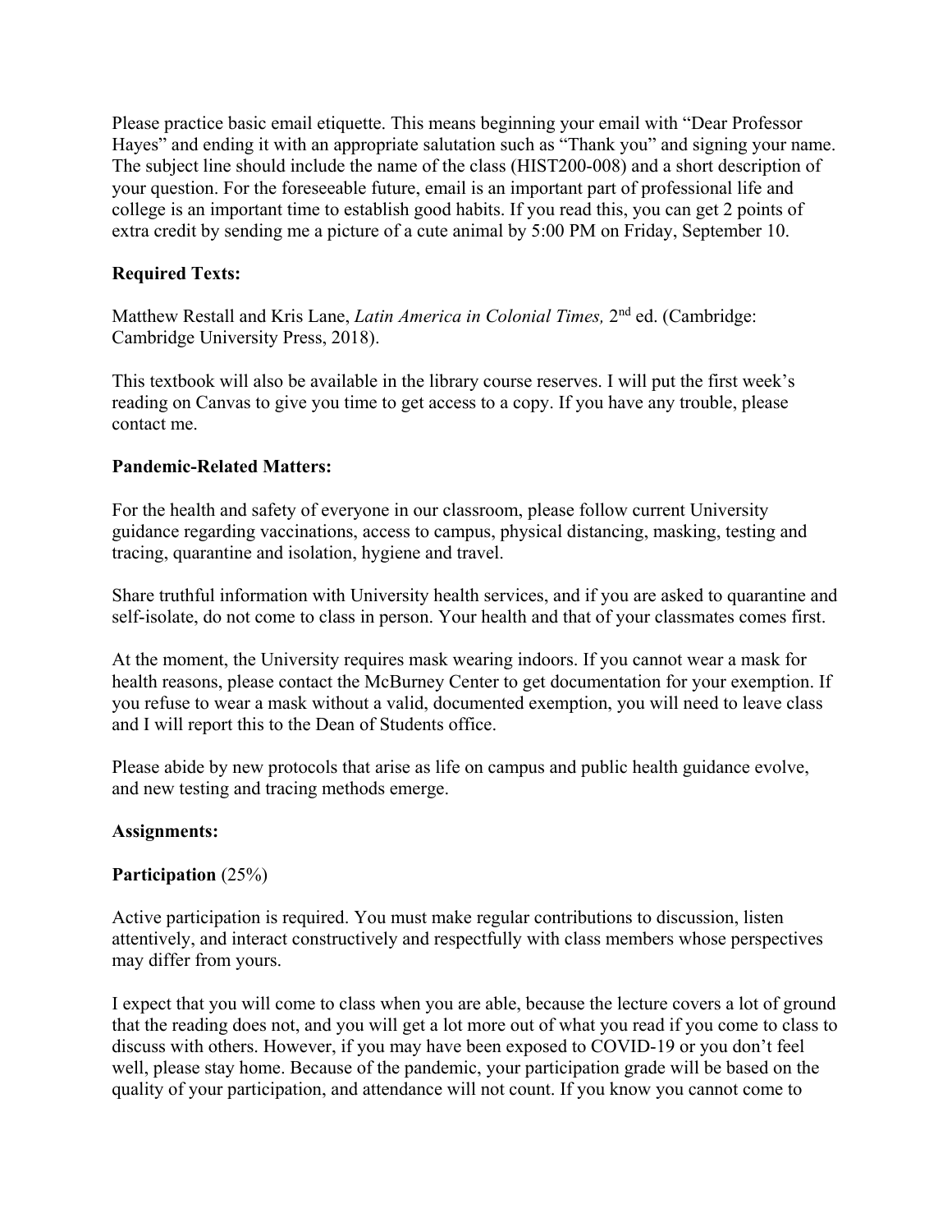Please practice basic email etiquette. This means beginning your email with "Dear Professor Hayes" and ending it with an appropriate salutation such as "Thank you" and signing your name. The subject line should include the name of the class (HIST200-008) and a short description of your question. For the foreseeable future, email is an important part of professional life and college is an important time to establish good habits. If you read this, you can get 2 points of extra credit by sending me a picture of a cute animal by 5:00 PM on Friday, September 10.

**Required Texts:**

Matthew Restall and Kris Lane, *Latin America in Colonial Times,* 2nd ed. (Cambridge: Cambridge University Press, 2018).

This textbook will also be available in the library course reserves. I will put the first week's reading on Canvas to give you time to get access to a copy. If you have any trouble, please contact me.

**Pandemic-Related Matters:**

For the health and safety of everyone in our classroom, please follow current University guidance regarding vaccinations, access to campus, physical distancing, masking, testing and tracing, quarantine and isolation, hygiene and travel.

Share truthful information with University health services, and if you are asked to quarantine and self-isolate, do not come to class in person. Your health and that of your classmates comes first.

At the moment, the University requires mask wearing indoors. If you cannot wear a mask for health reasons, please contact the McBurney Center to get documentation for your exemption. If you refuse to wear a mask without a valid, documented exemption, you will need to leave class and I will report this to the Dean of Students office.

Please abide by new protocols that arise as life on campus and public health guidance evolve, and new testing and tracing methods emerge.

**Assignments:**

**Participation** (25%)

Active participation is required. You must make regular contributions to discussion, listen attentively, and interact constructively and respectfully with class members whose perspectives may differ from yours.

I expect that you will come to class when you are able, because the lecture covers a lot of ground that the reading does not, and you will get a lot more out of what you read if you come to class to discuss with others. However, if you may have been exposed to COVID-19 or you don't feel well, please stay home. Because of the pandemic, your participation grade will be based on the quality of your participation, and attendance will not count. If you know you cannot come to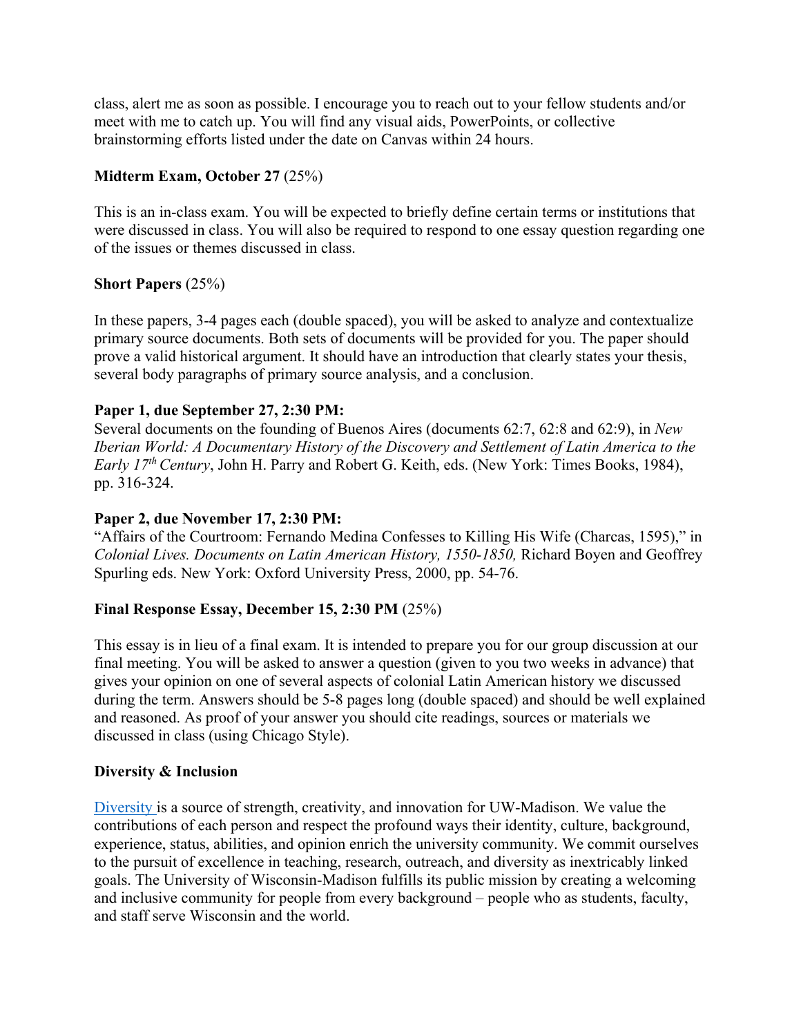class, alert me as soon as possible. I encourage you to reach out to your fellow students and/or meet with me to catch up. You will find any visual aids, PowerPoints, or collective brainstorming efforts listed under the date on Canvas within 24 hours.

**Midterm Exam, October 27** (25%)

This is an in-class exam. You will be expected to briefly define certain terms or institutions that were discussed in class. You will also be required to respond to one essay question regarding one of the issues or themes discussed in class.

**Short Papers** (25%)

In these papers, 3-4 pages each (double spaced), you will be asked to analyze and contextualize primary source documents. Both sets of documents will be provided for you. The paper should prove a valid historical argument. It should have an introduction that clearly states your thesis, several body paragraphs of primary source analysis, and a conclusion.

**Paper 1, due September 27, 2:30 PM:**
Several documents on the founding of Buenos Aires (documents 62:7, 62:8 and 62:9), in *New Iberian World: A Documentary History of the Discovery and Settlement of Latin America to the Early 17th Century*, John H. Parry and Robert G. Keith, eds. (New York: Times Books, 1984), pp. 316-324.

**Paper 2, due November 17, 2:30 PM:**
"Affairs of the Courtroom: Fernando Medina Confesses to Killing His Wife (Charcas, 1595)," in *Colonial Lives. Documents on Latin American History, 1550-1850,* Richard Boyen and Geoffrey Spurling eds. New York: Oxford University Press, 2000, pp. 54-76.

**Final Response Essay, December 15, 2:30 PM** (25%)

This essay is in lieu of a final exam. It is intended to prepare you for our group discussion at our final meeting. You will be asked to answer a question (given to you two weeks in advance) that gives your opinion on one of several aspects of colonial Latin American history we discussed during the term. Answers should be 5-8 pages long (double spaced) and should be well explained and reasoned. As proof of your answer you should cite readings, sources or materials we discussed in class (using Chicago Style).

**Diversity & Inclusion**

Diversity is a source of strength, creativity, and innovation for UW-Madison. We value the contributions of each person and respect the profound ways their identity, culture, background, experience, status, abilities, and opinion enrich the university community. We commit ourselves to the pursuit of excellence in teaching, research, outreach, and diversity as inextricably linked goals. The University of Wisconsin-Madison fulfills its public mission by creating a welcoming and inclusive community for people from every background – people who as students, faculty, and staff serve Wisconsin and the world.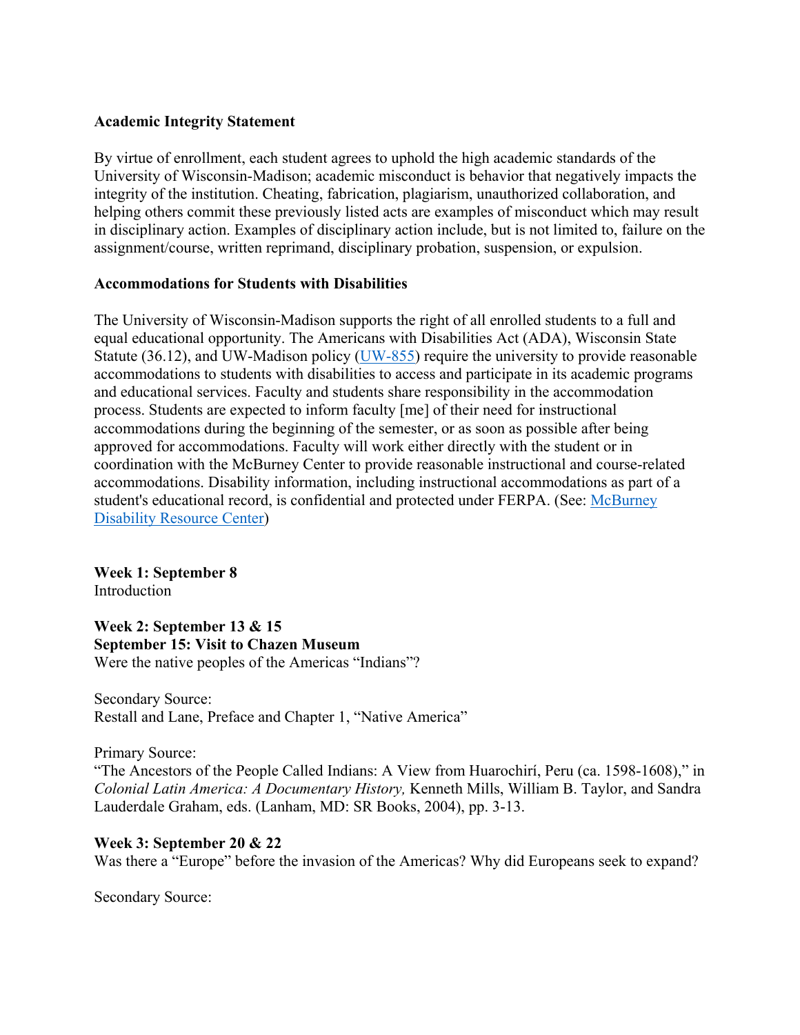**Academic Integrity Statement**

By virtue of enrollment, each student agrees to uphold the high academic standards of the University of Wisconsin-Madison; academic misconduct is behavior that negatively impacts the integrity of the institution. Cheating, fabrication, plagiarism, unauthorized collaboration, and helping others commit these previously listed acts are examples of misconduct which may result in disciplinary action. Examples of disciplinary action include, but is not limited to, failure on the assignment/course, written reprimand, disciplinary probation, suspension, or expulsion.

**Accommodations for Students with Disabilities**

The University of Wisconsin-Madison supports the right of all enrolled students to a full and equal educational opportunity. The Americans with Disabilities Act (ADA), Wisconsin State Statute (36.12), and UW-Madison policy (UW-855) require the university to provide reasonable accommodations to students with disabilities to access and participate in its academic programs and educational services. Faculty and students share responsibility in the accommodation process. Students are expected to inform faculty [me] of their need for instructional accommodations during the beginning of the semester, or as soon as possible after being approved for accommodations. Faculty will work either directly with the student or in coordination with the McBurney Center to provide reasonable instructional and course-related accommodations. Disability information, including instructional accommodations as part of a student's educational record, is confidential and protected under FERPA. (See: McBurney Disability Resource Center)

**Week 1: September 8**
Introduction

**Week 2: September 13 & 15**
**September 15: Visit to Chazen Museum**
Were the native peoples of the Americas "Indians"?

Secondary Source:
Restall and Lane, Preface and Chapter 1, "Native America"

Primary Source:
"The Ancestors of the People Called Indians: A View from Huarochirí, Peru (ca. 1598-1608)," in *Colonial Latin America: A Documentary History,* Kenneth Mills, William B. Taylor, and Sandra Lauderdale Graham, eds. (Lanham, MD: SR Books, 2004), pp. 3-13.

**Week 3: September 20 & 22**
Was there a "Europe" before the invasion of the Americas? Why did Europeans seek to expand?

Secondary Source: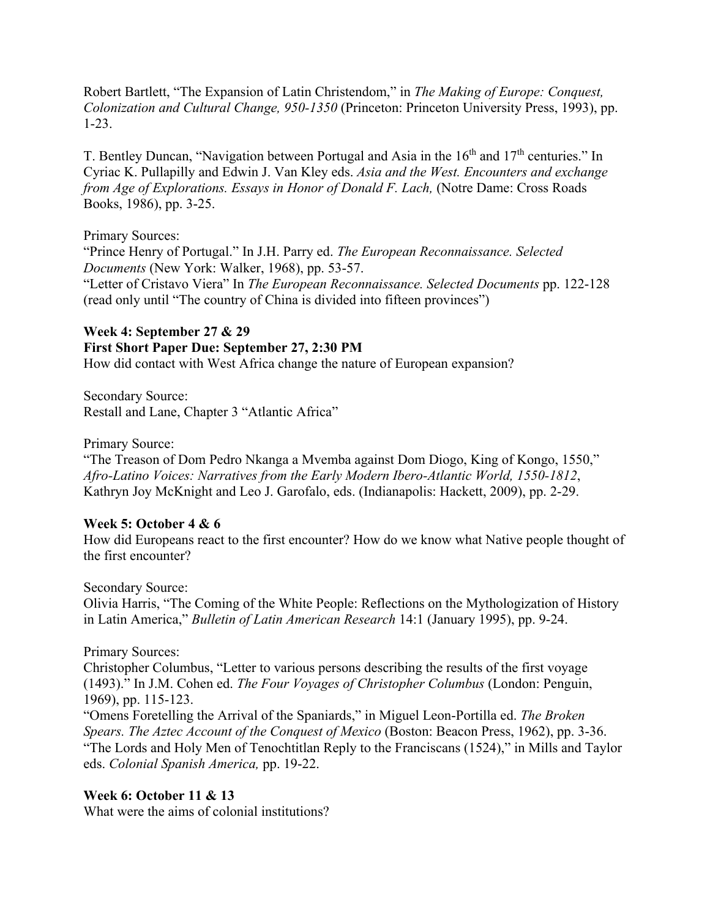Robert Bartlett, "The Expansion of Latin Christendom," in *The Making of Europe: Conquest, Colonization and Cultural Change, 950-1350* (Princeton: Princeton University Press, 1993), pp. 1-23.

T. Bentley Duncan, "Navigation between Portugal and Asia in the 16th and 17th centuries." In Cyriac K. Pullapilly and Edwin J. Van Kley eds. *Asia and the West. Encounters and exchange from Age of Explorations. Essays in Honor of Donald F. Lach,* (Notre Dame: Cross Roads Books, 1986), pp. 3-25.

Primary Sources:
"Prince Henry of Portugal." In J.H. Parry ed. *The European Reconnaissance. Selected Documents* (New York: Walker, 1968), pp. 53-57.
"Letter of Cristavo Viera" In *The European Reconnaissance. Selected Documents* pp. 122-128 (read only until "The country of China is divided into fifteen provinces")

**Week 4: September 27 & 29**
**First Short Paper Due: September 27, 2:30 PM**
How did contact with West Africa change the nature of European expansion?

Secondary Source:
Restall and Lane, Chapter 3 "Atlantic Africa"

Primary Source:
"The Treason of Dom Pedro Nkanga a Mvemba against Dom Diogo, King of Kongo, 1550," *Afro-Latino Voices: Narratives from the Early Modern Ibero-Atlantic World, 1550-1812*, Kathryn Joy McKnight and Leo J. Garofalo, eds. (Indianapolis: Hackett, 2009), pp. 2-29.

**Week 5: October 4 & 6**
How did Europeans react to the first encounter? How do we know what Native people thought of the first encounter?

Secondary Source:
Olivia Harris, "The Coming of the White People: Reflections on the Mythologization of History in Latin America," *Bulletin of Latin American Research* 14:1 (January 1995), pp. 9-24.

Primary Sources:
Christopher Columbus, "Letter to various persons describing the results of the first voyage (1493)." In J.M. Cohen ed. *The Four Voyages of Christopher Columbus* (London: Penguin, 1969), pp. 115-123.
"Omens Foretelling the Arrival of the Spaniards," in Miguel Leon-Portilla ed. *The Broken Spears. The Aztec Account of the Conquest of Mexico* (Boston: Beacon Press, 1962), pp. 3-36.
"The Lords and Holy Men of Tenochtitlan Reply to the Franciscans (1524)," in Mills and Taylor eds. *Colonial Spanish America,* pp. 19-22.

**Week 6: October 11 & 13**
What were the aims of colonial institutions?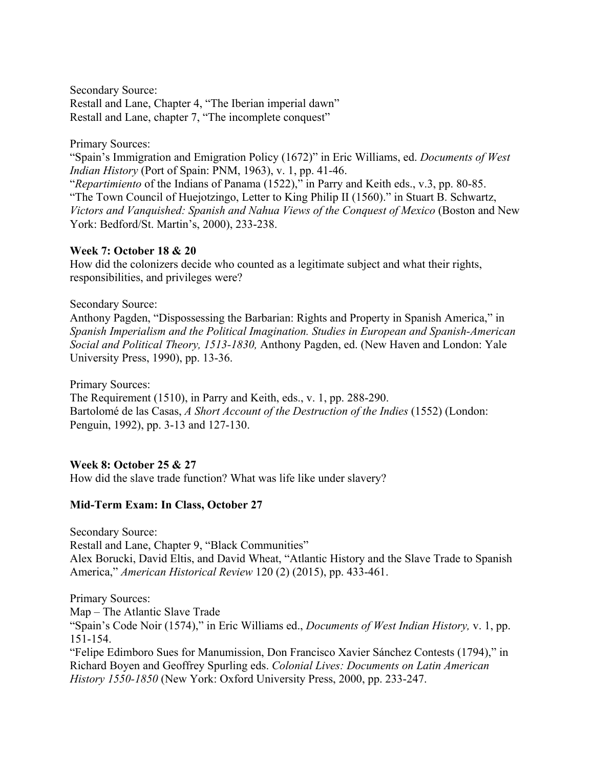Secondary Source:
Restall and Lane, Chapter 4, "The Iberian imperial dawn"
Restall and Lane, chapter 7, "The incomplete conquest"

Primary Sources:
"Spain's Immigration and Emigration Policy (1672)" in Eric Williams, ed. *Documents of West Indian History* (Port of Spain: PNM, 1963), v. 1, pp. 41-46.
"*Repartimiento* of the Indians of Panama (1522)," in Parry and Keith eds., v.3, pp. 80-85.
"The Town Council of Huejotzingo, Letter to King Philip II (1560)." in Stuart B. Schwartz, *Victors and Vanquished: Spanish and Nahua Views of the Conquest of Mexico* (Boston and New York: Bedford/St. Martin's, 2000), 233-238.

**Week 7: October 18 & 20**
How did the colonizers decide who counted as a legitimate subject and what their rights, responsibilities, and privileges were?

Secondary Source:
Anthony Pagden, "Dispossessing the Barbarian: Rights and Property in Spanish America," in *Spanish Imperialism and the Political Imagination. Studies in European and Spanish-American Social and Political Theory, 1513-1830,* Anthony Pagden, ed. (New Haven and London: Yale University Press, 1990), pp. 13-36.

Primary Sources:
The Requirement (1510), in Parry and Keith, eds., v. 1, pp. 288-290.
Bartolomé de las Casas, *A Short Account of the Destruction of the Indies* (1552) (London: Penguin, 1992), pp. 3-13 and 127-130.

**Week 8: October 25 & 27**
How did the slave trade function? What was life like under slavery?

**Mid-Term Exam: In Class, October 27**

Secondary Source:
Restall and Lane, Chapter 9, "Black Communities"
Alex Borucki, David Eltis, and David Wheat, "Atlantic History and the Slave Trade to Spanish America," *American Historical Review* 120 (2) (2015), pp. 433-461.

Primary Sources:
Map – The Atlantic Slave Trade
"Spain's Code Noir (1574)," in Eric Williams ed., *Documents of West Indian History,* v. 1, pp. 151-154.
"Felipe Edimboro Sues for Manumission, Don Francisco Xavier Sánchez Contests (1794)," in Richard Boyen and Geoffrey Spurling eds. *Colonial Lives: Documents on Latin American History 1550-1850* (New York: Oxford University Press, 2000, pp. 233-247.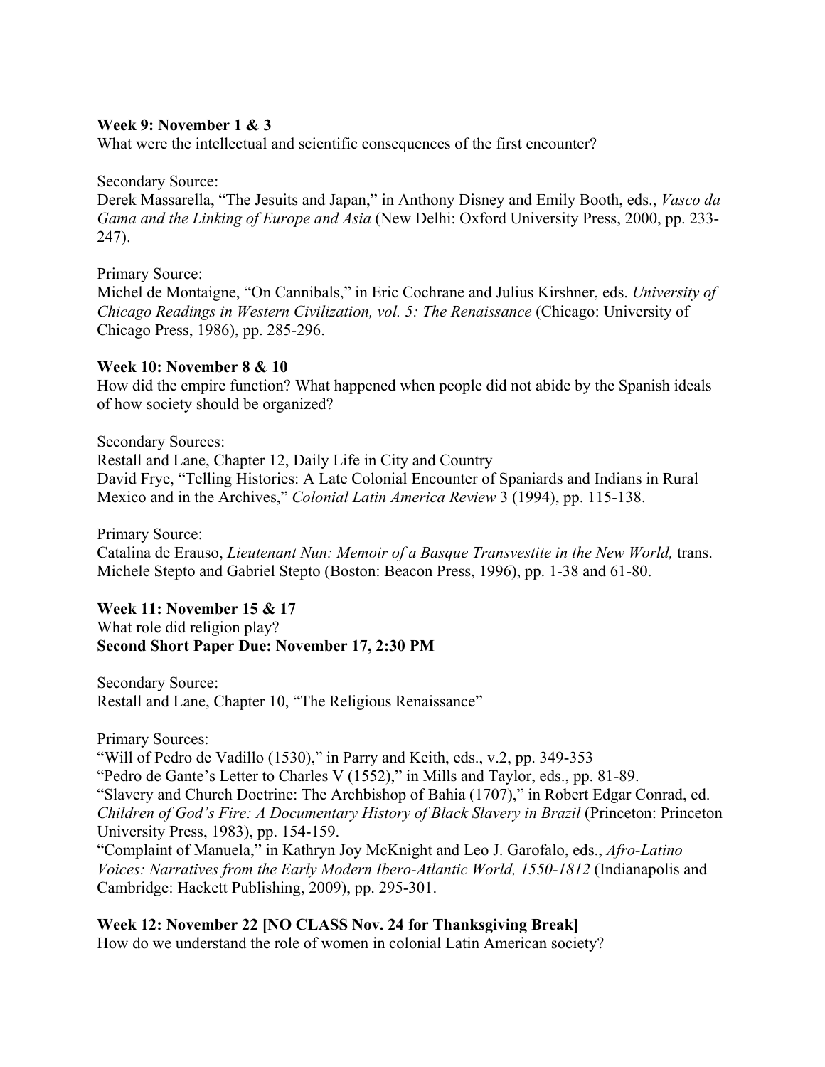**Week 9: November 1 & 3**

What were the intellectual and scientific consequences of the first encounter?

Secondary Source:

Derek Massarella, "The Jesuits and Japan," in Anthony Disney and Emily Booth, eds., *Vasco da Gama and the Linking of Europe and Asia* (New Delhi: Oxford University Press, 2000, pp. 233-247).

Primary Source:

Michel de Montaigne, "On Cannibals," in Eric Cochrane and Julius Kirshner, eds. *University of Chicago Readings in Western Civilization, vol. 5: The Renaissance* (Chicago: University of Chicago Press, 1986), pp. 285-296.

**Week 10: November 8 & 10**

How did the empire function? What happened when people did not abide by the Spanish ideals of how society should be organized?

Secondary Sources:

Restall and Lane, Chapter 12, Daily Life in City and Country

David Frye, "Telling Histories: A Late Colonial Encounter of Spaniards and Indians in Rural Mexico and in the Archives," *Colonial Latin America Review* 3 (1994), pp. 115-138.

Primary Source:

Catalina de Erauso, *Lieutenant Nun: Memoir of a Basque Transvestite in the New World,* trans. Michele Stepto and Gabriel Stepto (Boston: Beacon Press, 1996), pp. 1-38 and 61-80.

**Week 11: November 15 & 17**

What role did religion play?

**Second Short Paper Due: November 17, 2:30 PM**

Secondary Source:

Restall and Lane, Chapter 10, "The Religious Renaissance"

Primary Sources:

"Will of Pedro de Vadillo (1530)," in Parry and Keith, eds., v.2, pp. 349-353

"Pedro de Gante's Letter to Charles V (1552)," in Mills and Taylor, eds., pp. 81-89.

"Slavery and Church Doctrine: The Archbishop of Bahia (1707)," in Robert Edgar Conrad, ed. *Children of God's Fire: A Documentary History of Black Slavery in Brazil* (Princeton: Princeton University Press, 1983), pp. 154-159.

"Complaint of Manuela," in Kathryn Joy McKnight and Leo J. Garofalo, eds., *Afro-Latino Voices: Narratives from the Early Modern Ibero-Atlantic World, 1550-1812* (Indianapolis and Cambridge: Hackett Publishing, 2009), pp. 295-301.

**Week 12: November 22 [NO CLASS Nov. 24 for Thanksgiving Break]**

How do we understand the role of women in colonial Latin American society?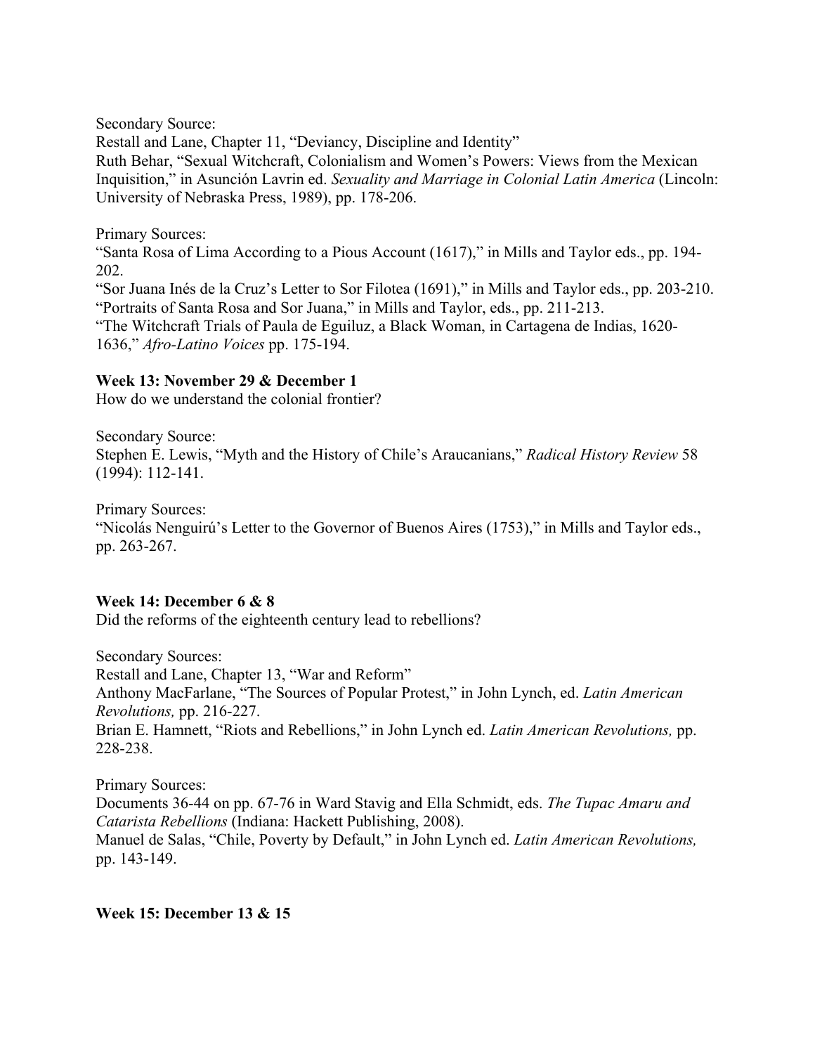Secondary Source:
Restall and Lane, Chapter 11, "Deviancy, Discipline and Identity"
Ruth Behar, "Sexual Witchcraft, Colonialism and Women's Powers: Views from the Mexican Inquisition," in Asunción Lavrin ed. *Sexuality and Marriage in Colonial Latin America* (Lincoln: University of Nebraska Press, 1989), pp. 178-206.

Primary Sources:
"Santa Rosa of Lima According to a Pious Account (1617)," in Mills and Taylor eds., pp. 194-202.
"Sor Juana Inés de la Cruz's Letter to Sor Filotea (1691)," in Mills and Taylor eds., pp. 203-210.
"Portraits of Santa Rosa and Sor Juana," in Mills and Taylor, eds., pp. 211-213.
"The Witchcraft Trials of Paula de Eguiluz, a Black Woman, in Cartagena de Indias, 1620-1636," *Afro-Latino Voices* pp. 175-194.

**Week 13: November 29 & December 1**
How do we understand the colonial frontier?

Secondary Source:
Stephen E. Lewis, "Myth and the History of Chile's Araucanians," *Radical History Review* 58 (1994): 112-141.

Primary Sources:
"Nicolás Nenguirú's Letter to the Governor of Buenos Aires (1753)," in Mills and Taylor eds., pp. 263-267.

**Week 14: December 6 & 8**
Did the reforms of the eighteenth century lead to rebellions?

Secondary Sources:
Restall and Lane, Chapter 13, "War and Reform"
Anthony MacFarlane, "The Sources of Popular Protest," in John Lynch, ed. *Latin American Revolutions,* pp. 216-227.
Brian E. Hamnett, "Riots and Rebellions," in John Lynch ed. *Latin American Revolutions,* pp. 228-238.

Primary Sources:
Documents 36-44 on pp. 67-76 in Ward Stavig and Ella Schmidt, eds. *The Tupac Amaru and Catarista Rebellions* (Indiana: Hackett Publishing, 2008).
Manuel de Salas, "Chile, Poverty by Default," in John Lynch ed. *Latin American Revolutions,* pp. 143-149.

**Week 15: December 13 & 15**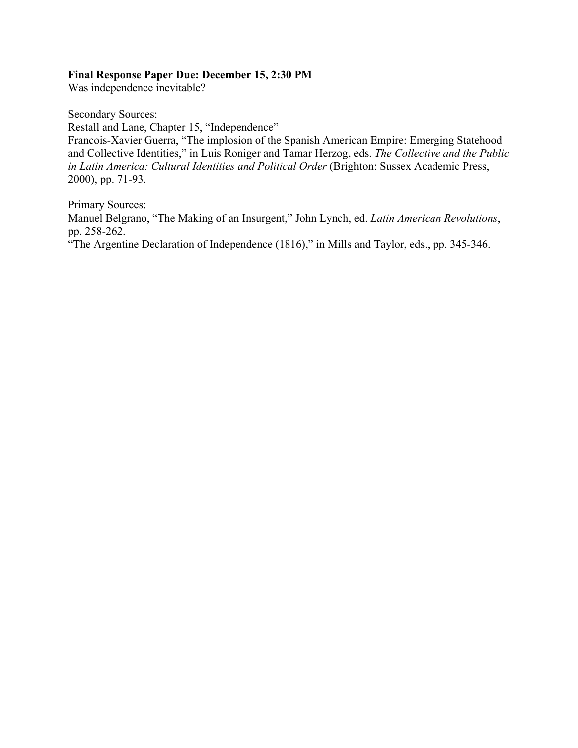**Final Response Paper Due: December 15, 2:30 PM**
Was independence inevitable?

Secondary Sources:
Restall and Lane, Chapter 15, "Independence"
Francois-Xavier Guerra, "The implosion of the Spanish American Empire: Emerging Statehood and Collective Identities," in Luis Roniger and Tamar Herzog, eds. *The Collective and the Public in Latin America: Cultural Identities and Political Order* (Brighton: Sussex Academic Press, 2000), pp. 71-93.

Primary Sources:
Manuel Belgrano, "The Making of an Insurgent," John Lynch, ed. *Latin American Revolutions*, pp. 258-262.
"The Argentine Declaration of Independence (1816)," in Mills and Taylor, eds., pp. 345-346.